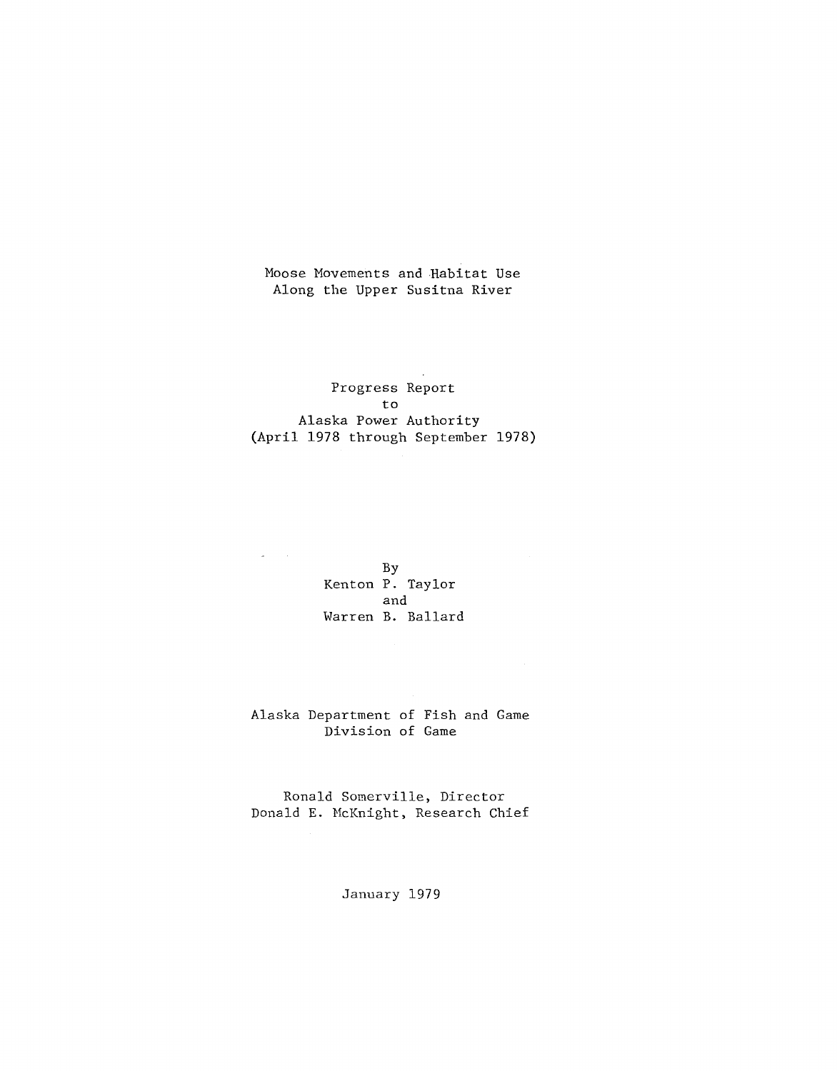# Moose Movements and Habitat Use Along the Upper Susitna River

Progress Report
to
Alaska Power Authority
(April 1978 through September 1978)

By
Kenton P. Taylor
and
Warren B. Ballard

Alaska Department of Fish and Game
Division of Game

Ronald Somerville, Director
Donald E. McKnight, Research Chief

January 1979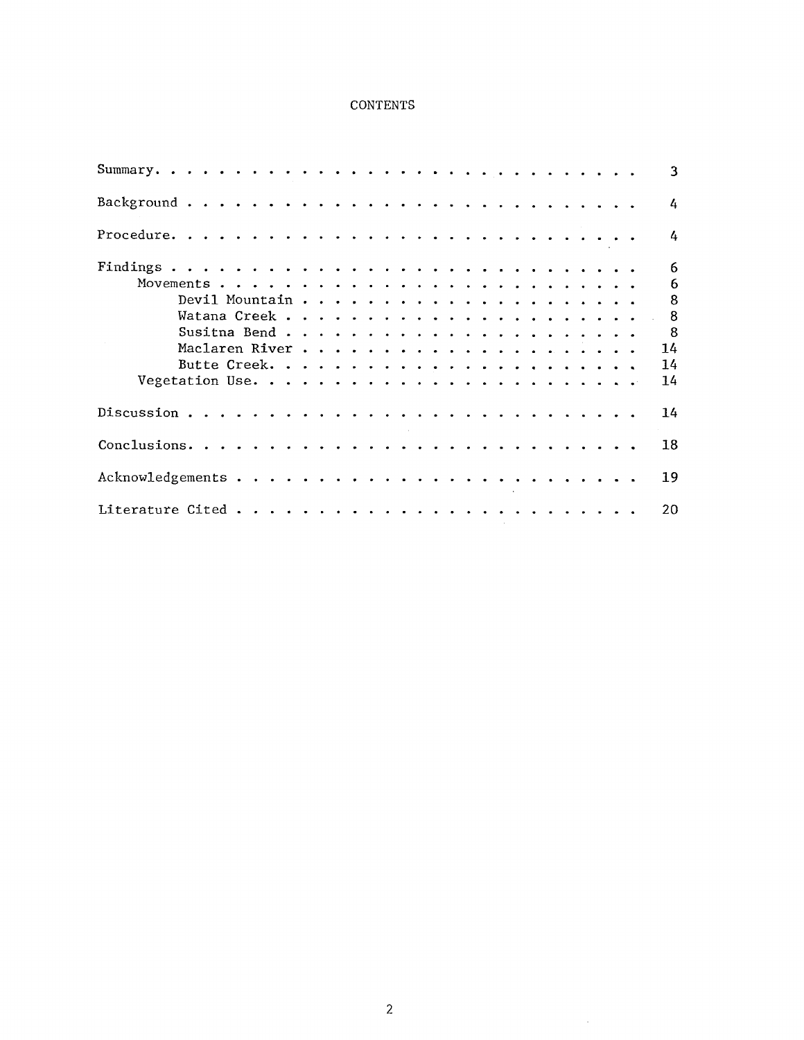# CONTENTS

| | |
|---|---|
| Summary | 3 |
| Background | 4 |
| Procedure | 4 |
| Findings | 6 |
| Movements | 6 |
| Devil Mountain | 8 |
| Watana Creek | 8 |
| Susitna Bend | 8 |
| Maclaren River | 14 |
| Butte Creek | 14 |
| Vegetation Use | 14 |
| Discussion | 14 |
| Conclusions | 18 |
| Acknowledgements | 19 |
| Literature Cited | 20 |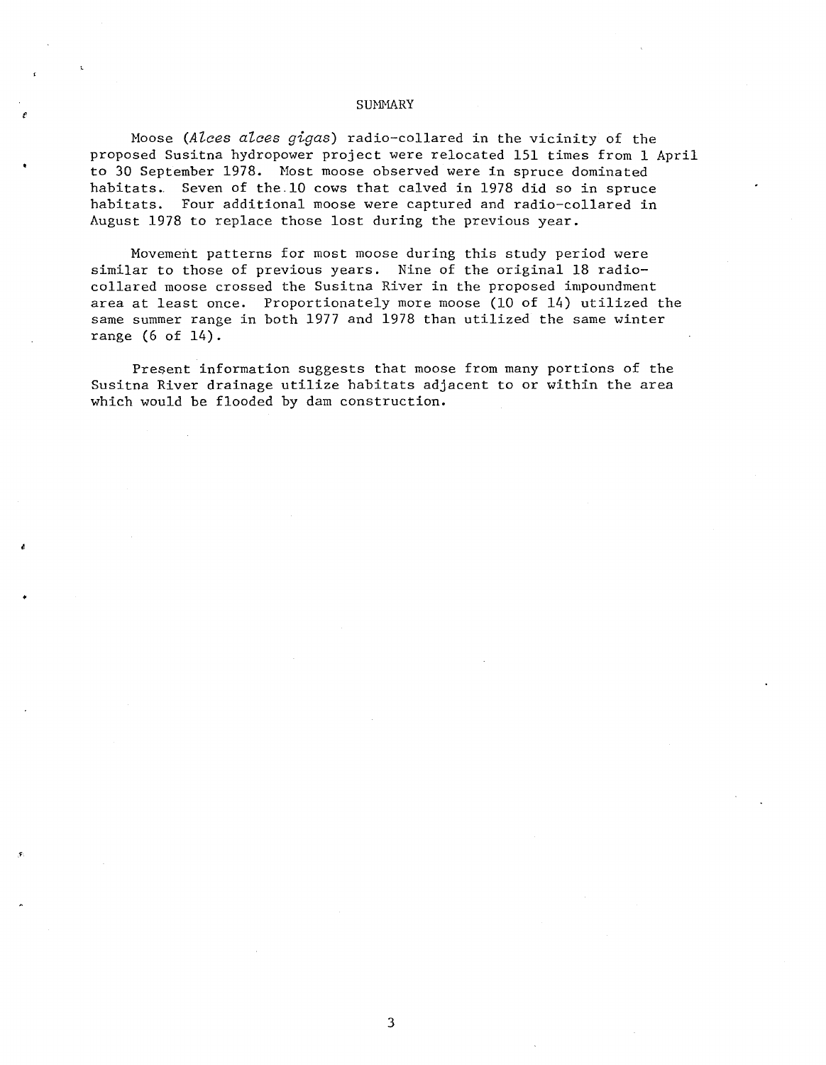## SUMMARY

Moose (*Alces alces gigas*) radio-collared in the vicinity of the proposed Susitna hydropower project were relocated 151 times from 1 April to 30 September 1978. Most moose observed were in spruce dominated habitats. Seven of the 10 cows that calved in 1978 did so in spruce habitats. Four additional moose were captured and radio-collared in August 1978 to replace those lost during the previous year.

Movement patterns for most moose during this study period were similar to those of previous years. Nine of the original 18 radio-collared moose crossed the Susitna River in the proposed impoundment area at least once. Proportionately more moose (10 of 14) utilized the same summer range in both 1977 and 1978 than utilized the same winter range (6 of 14).

Present information suggests that moose from many portions of the Susitna River drainage utilize habitats adjacent to or within the area which would be flooded by dam construction.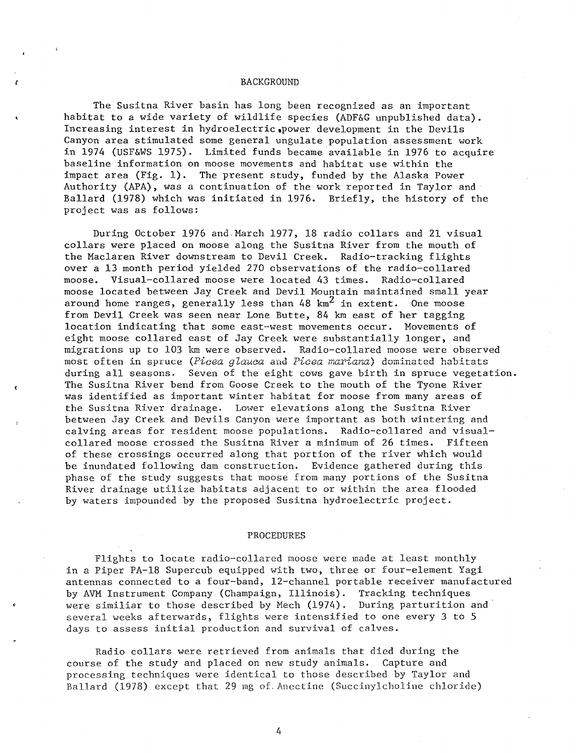## BACKGROUND

The Susitna River basin has long been recognized as an important habitat to a wide variety of wildlife species (ADF&G unpublished data). Increasing interest in hydroelectric power development in the Devils Canyon area stimulated some general ungulate population assessment work in 1974 (USF&WS 1975). Limited funds became available in 1976 to acquire baseline information on moose movements and habitat use within the impact area (Fig. 1). The present study, funded by the Alaska Power Authority (APA), was a continuation of the work reported in Taylor and Ballard (1978) which was initiated in 1976. Briefly, the history of the project was as follows:

During October 1976 and March 1977, 18 radio collars and 21 visual collars were placed on moose along the Susitna River from the mouth of the Maclaren River downstream to Devil Creek. Radio-tracking flights over a 13 month period yielded 270 observations of the radio-collared moose. Visual-collared moose were located 43 times. Radio-collared moose located between Jay Creek and Devil Mountain maintained small year around home ranges, generally less than 48 $km^2$ in extent. One moose from Devil Creek was seen near Lone Butte, 84 km east of her tagging location indicating that some east-west movements occur. Movements of eight moose collared east of Jay Creek were substantially longer, and migrations up to 103 km were observed. Radio-collared moose were observed most often in spruce (*Picea glauca* and *Picea mariana*) dominated habitats during all seasons. Seven of the eight cows gave birth in spruce vegetation. The Susitna River bend from Goose Creek to the mouth of the Tyone River was identified as important winter habitat for moose from many areas of the Susitna River drainage. Lower elevations along the Susitna River between Jay Creek and Devils Canyon were important as both wintering and calving areas for resident moose populations. Radio-collared and visual-collared moose crossed the Susitna River a minimum of 26 times. Fifteen of these crossings occurred along that portion of the river which would be inundated following dam construction. Evidence gathered during this phase of the study suggests that moose from many portions of the Susitna River drainage utilize habitats adjacent to or within the area flooded by waters impounded by the proposed Susitna hydroelectric project.

## PROCEDURES

Flights to locate radio-collared moose were made at least monthly in a Piper PA-18 Supercub equipped with two, three or four-element Yagi antennas connected to a four-band, 12-channel portable receiver manufactured by AVM Instrument Company (Champaign, Illinois). Tracking techniques were similiar to those described by Mech (1974). During parturition and several weeks afterwards, flights were intensified to one every 3 to 5 days to assess initial production and survival of calves.

Radio collars were retrieved from animals that died during the course of the study and placed on new study animals. Capture and processing techniques were identical to those described by Taylor and Ballard (1978) except that 29 mg of Anectine (Succinylcholine chloride)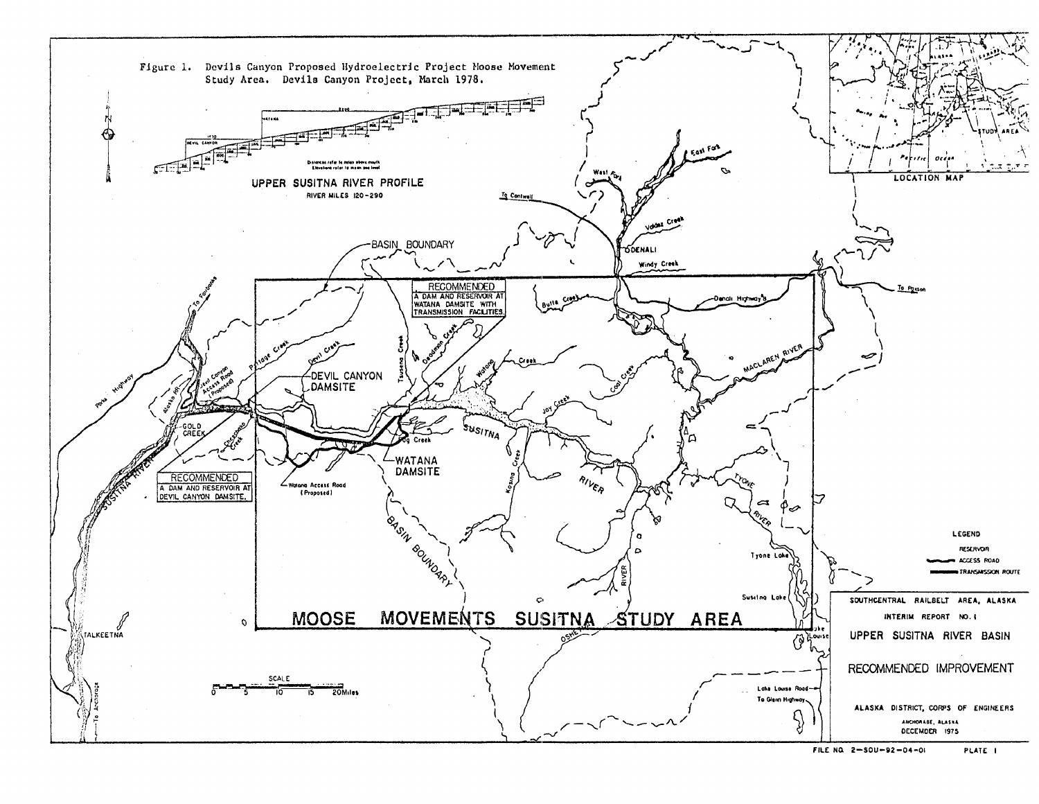Figure 1. Devils Canyon Proposed Hydroelectric Project Moose Movement Study Area. Devils Canyon Project, March 1978.

UPPER SUSITNA RIVER PROFILE

RIVER MILES 120-290

MOOSE MOVEMENTS SUSITNA STUDY AREA

RECOMMENDED

A DAM AND RESERVOIR AT WATANA DAMSITE WITH TRANSMISSION FACILITIES.

RECOMMENDED

A DAM AND RESERVOIR AT DEVIL CANYON DAMSITE.

DEVIL CANYON DAMSITE

WATANA DAMSITE

BASIN BOUNDARY

SUSITNA RIVER

TALKEETNA

GOLD CREEK

DENALI

To Fairbanks

To Cantwell

To Paxson

To Anchorage

LOCATION MAP

STUDY AREA

Pacific Ocean

LEGEND

RESERVOIR

ACCESS ROAD

TRANSMISSION ROUTE

SCALE

0 5 10 15 20 Miles

SOUTHCENTRAL RAILBELT AREA, ALASKA

INTERIM REPORT NO. I

UPPER SUSITNA RIVER BASIN

RECOMMENDED IMPROVEMENT

ALASKA DISTRICT, CORPS OF ENGINEERS

ANCHORAGE, ALASKA

DECEMBER 1975

FILE NO. 2-SOU-92-04-01

PLATE I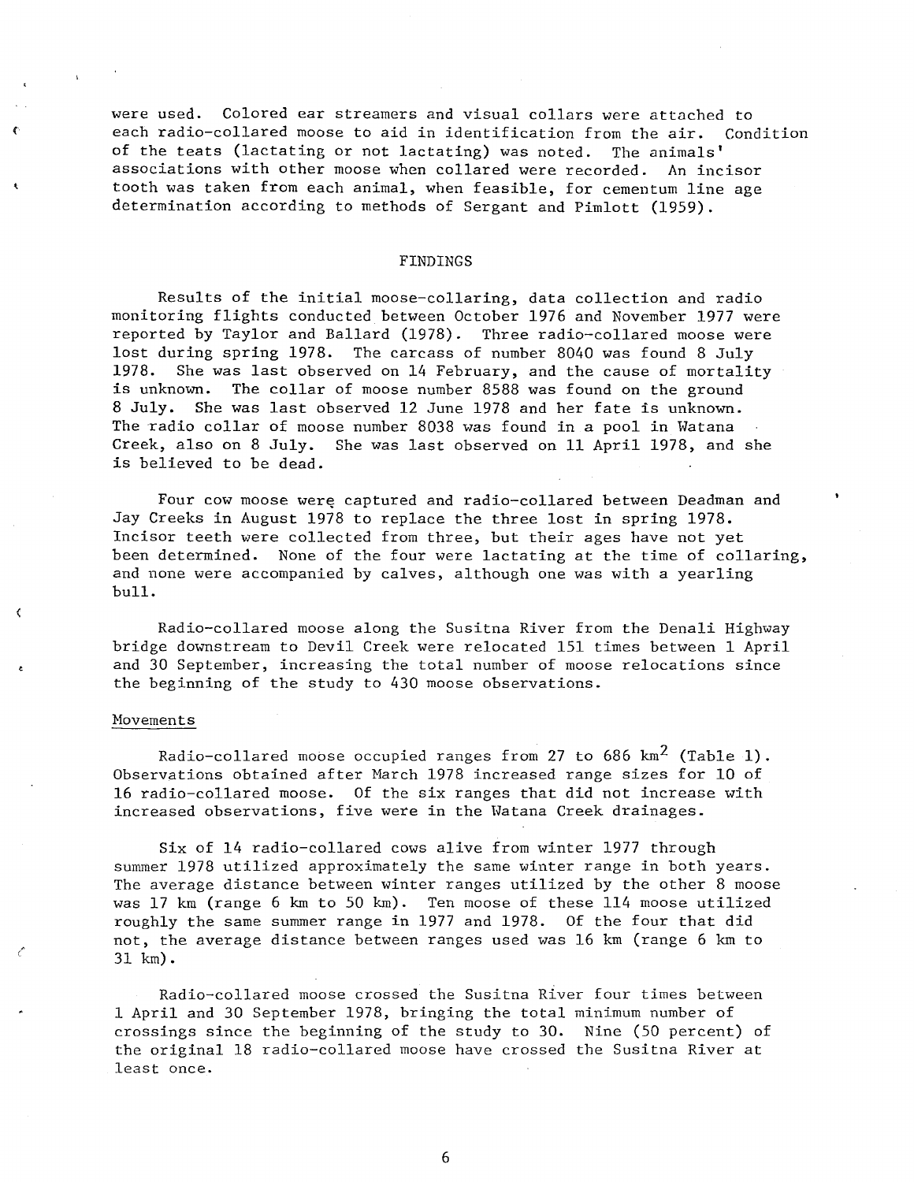were used. Colored ear streamers and visual collars were attached to each radio-collared moose to aid in identification from the air. Condition of the teats (lactating or not lactating) was noted. The animals' associations with other moose when collared were recorded. An incisor tooth was taken from each animal, when feasible, for cementum line age determination according to methods of Sergant and Pimlott (1959).

## FINDINGS

Results of the initial moose-collaring, data collection and radio monitoring flights conducted between October 1976 and November 1977 were reported by Taylor and Ballard (1978). Three radio-collared moose were lost during spring 1978. The carcass of number 8040 was found 8 July 1978. She was last observed on 14 February, and the cause of mortality is unknown. The collar of moose number 8588 was found on the ground 8 July. She was last observed 12 June 1978 and her fate is unknown. The radio collar of moose number 8038 was found in a pool in Watana Creek, also on 8 July. She was last observed on 11 April 1978, and she is believed to be dead.

Four cow moose were captured and radio-collared between Deadman and Jay Creeks in August 1978 to replace the three lost in spring 1978. Incisor teeth were collected from three, but their ages have not yet been determined. None of the four were lactating at the time of collaring, and none were accompanied by calves, although one was with a yearling bull.

Radio-collared moose along the Susitna River from the Denali Highway bridge downstream to Devil Creek were relocated 151 times between 1 April and 30 September, increasing the total number of moose relocations since the beginning of the study to 430 moose observations.

### Movements

Radio-collared moose occupied ranges from 27 to 686 km$^2$ (Table 1). Observations obtained after March 1978 increased range sizes for 10 of 16 radio-collared moose. Of the six ranges that did not increase with increased observations, five were in the Watana Creek drainages.

Six of 14 radio-collared cows alive from winter 1977 through summer 1978 utilized approximately the same winter range in both years. The average distance between winter ranges utilized by the other 8 moose was 17 km (range 6 km to 50 km). Ten moose of these 114 moose utilized roughly the same summer range in 1977 and 1978. Of the four that did not, the average distance between ranges used was 16 km (range 6 km to 31 km).

Radio-collared moose crossed the Susitna River four times between 1 April and 30 September 1978, bringing the total minimum number of crossings since the beginning of the study to 30. Nine (50 percent) of the original 18 radio-collared moose have crossed the Susitna River at least once.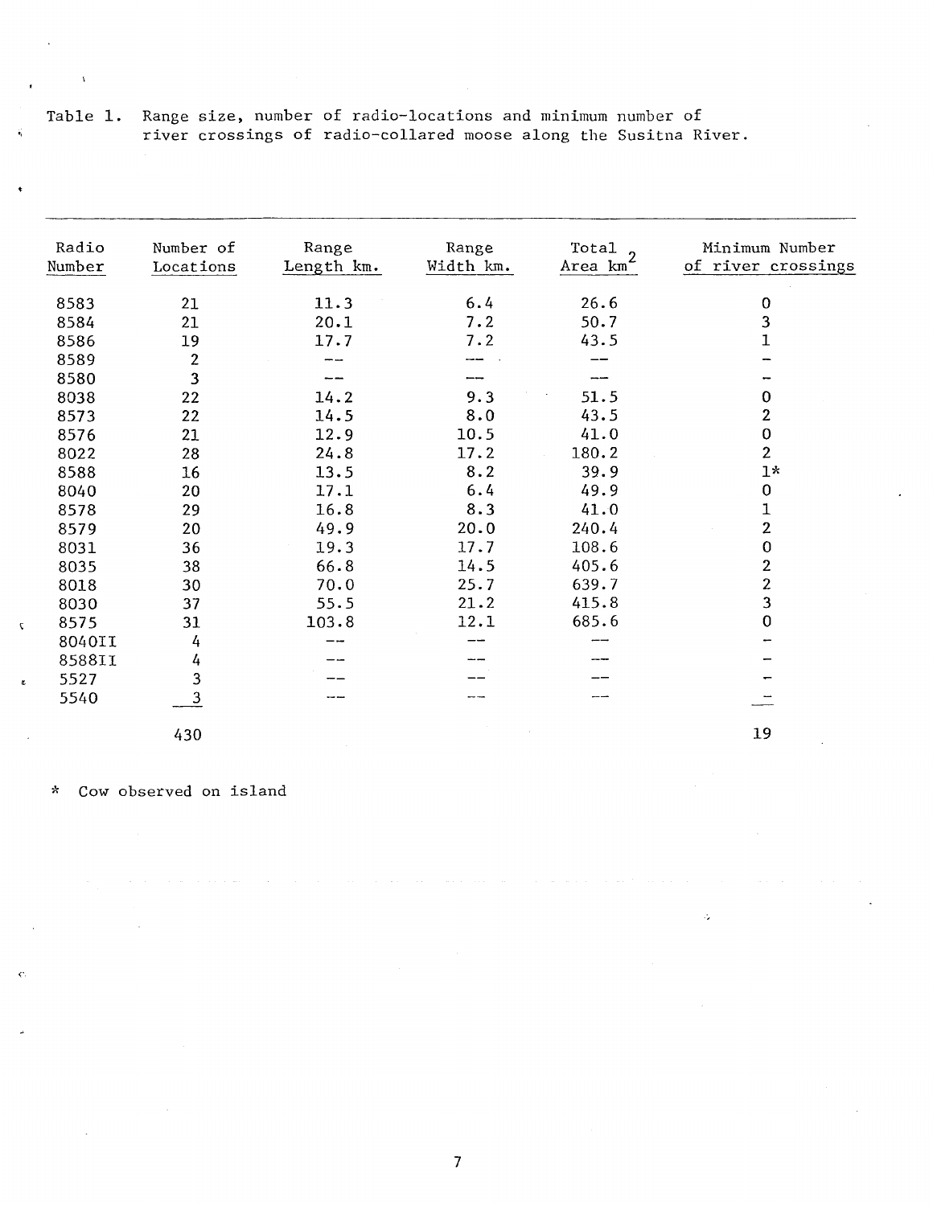Table 1. Range size, number of radio-locations and minimum number of river crossings of radio-collared moose along the Susitna River.

| Radio Number | Number of Locations | Range Length km. | Range Width km. | Total Area $km^2$ | Minimum Number of river crossings |
|---|---|---|---|---|---|
| 8583 | 21 | 11.3 | 6.4 | 26.6 | 0 |
| 8584 | 21 | 20.1 | 7.2 | 50.7 | 3 |
| 8586 | 19 | 17.7 | 7.2 | 43.5 | 1 |
| 8589 | 2 | -- | -- | -- | - |
| 8580 | 3 | -- | -- | -- | - |
| 8038 | 22 | 14.2 | 9.3 | 51.5 | 0 |
| 8573 | 22 | 14.5 | 8.0 | 43.5 | 2 |
| 8576 | 21 | 12.9 | 10.5 | 41.0 | 0 |
| 8022 | 28 | 24.8 | 17.2 | 180.2 | 2 |
| 8588 | 16 | 13.5 | 8.2 | 39.9 | 1* |
| 8040 | 20 | 17.1 | 6.4 | 49.9 | 0 |
| 8578 | 29 | 16.8 | 8.3 | 41.0 | 1 |
| 8579 | 20 | 49.9 | 20.0 | 240.4 | 2 |
| 8031 | 36 | 19.3 | 17.7 | 108.6 | 0 |
| 8035 | 38 | 66.8 | 14.5 | 405.6 | 2 |
| 8018 | 30 | 70.0 | 25.7 | 639.7 | 2 |
| 8030 | 37 | 55.5 | 21.2 | 415.8 | 3 |
| 8575 | 31 | 103.8 | 12.1 | 685.6 | 0 |
| 8040II | 4 | -- | -- | -- | - |
| 8588II | 4 | -- | -- | -- | - |
| 5527 | 3 | -- | -- | -- | - |
| 5540 | 3 | -- | -- | -- | - |
| | 430 | | | | 19 |

\* Cow observed on island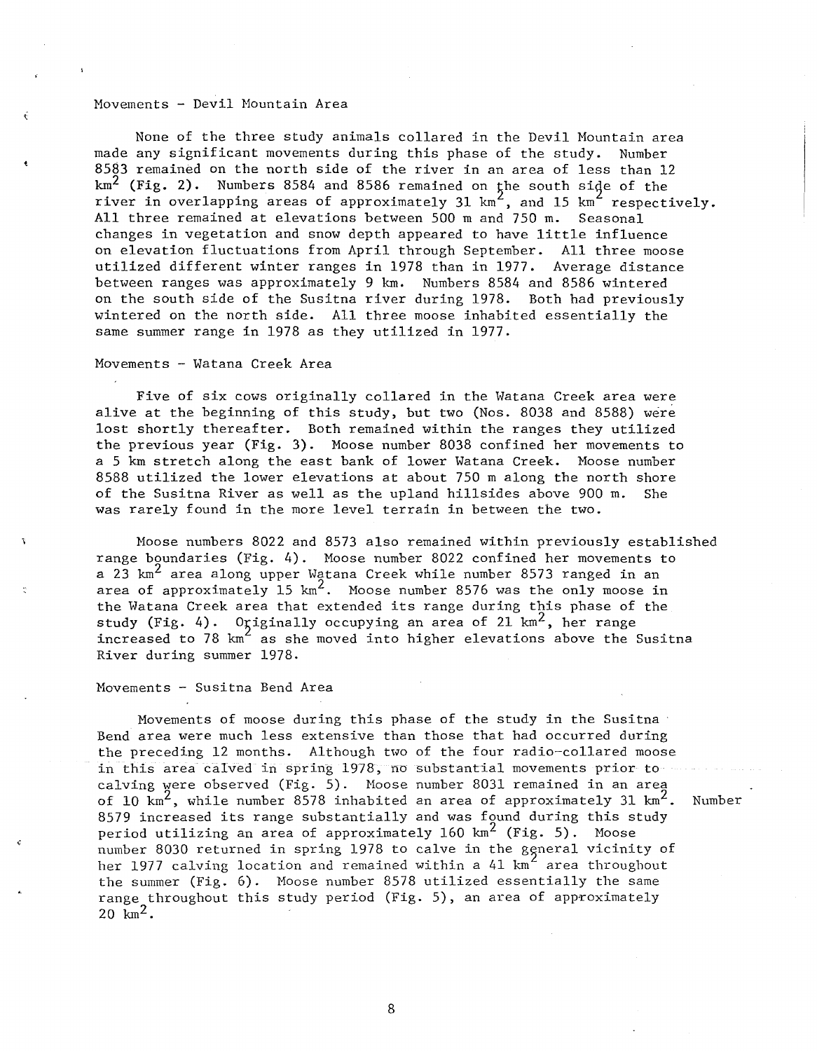### Movements - Devil Mountain Area

None of the three study animals collared in the Devil Mountain area made any significant movements during this phase of the study. Number 8583 remained on the north side of the river in an area of less than 12 $km^2$ (Fig. 2). Numbers 8584 and 8586 remained on the south side of the river in overlapping areas of approximately 31 $km^2$, and 15 $km^2$ respectively. All three remained at elevations between 500 m and 750 m. Seasonal changes in vegetation and snow depth appeared to have little influence on elevation fluctuations from April through September. All three moose utilized different winter ranges in 1978 than in 1977. Average distance between ranges was approximately 9 km. Numbers 8584 and 8586 wintered on the south side of the Susitna river during 1978. Both had previously wintered on the north side. All three moose inhabited essentially the same summer range in 1978 as they utilized in 1977.

### Movements - Watana Creek Area

Five of six cows originally collared in the Watana Creek area were alive at the beginning of this study, but two (Nos. 8038 and 8588) were lost shortly thereafter. Both remained within the ranges they utilized the previous year (Fig. 3). Moose number 8038 confined her movements to a 5 km stretch along the east bank of lower Watana Creek. Moose number 8588 utilized the lower elevations at about 750 m along the north shore of the Susitna River as well as the upland hillsides above 900 m. She was rarely found in the more level terrain in between the two.

Moose numbers 8022 and 8573 also remained within previously established range boundaries (Fig. 4). Moose number 8022 confined her movements to a 23 $km^2$ area along upper Watana Creek while number 8573 ranged in an area of approximately 15 $km^2$. Moose number 8576 was the only moose in the Watana Creek area that extended its range during this phase of the study (Fig. 4). Originally occupying an area of 21 $km^2$, her range increased to 78 $km^2$ as she moved into higher elevations above the Susitna River during summer 1978.

### Movements - Susitna Bend Area

Movements of moose during this phase of the study in the Susitna Bend area were much less extensive than those that had occurred during the preceding 12 months. Although two of the four radio-collared moose in this area calved in spring 1978, no substantial movements prior to calving were observed (Fig. 5). Moose number 8031 remained in an area of 10 $km^2$, while number 8578 inhabited an area of approximately 31 $km^2$. Number 8579 increased its range substantially and was found during this study period utilizing an area of approximately 160 $km^2$ (Fig. 5). Moose number 8030 returned in spring 1978 to calve in the general vicinity of her 1977 calving location and remained within a 41 $km^2$ area throughout the summer (Fig. 6). Moose number 8578 utilized essentially the same range throughout this study period (Fig. 5), an area of approximately 20 $km^2$.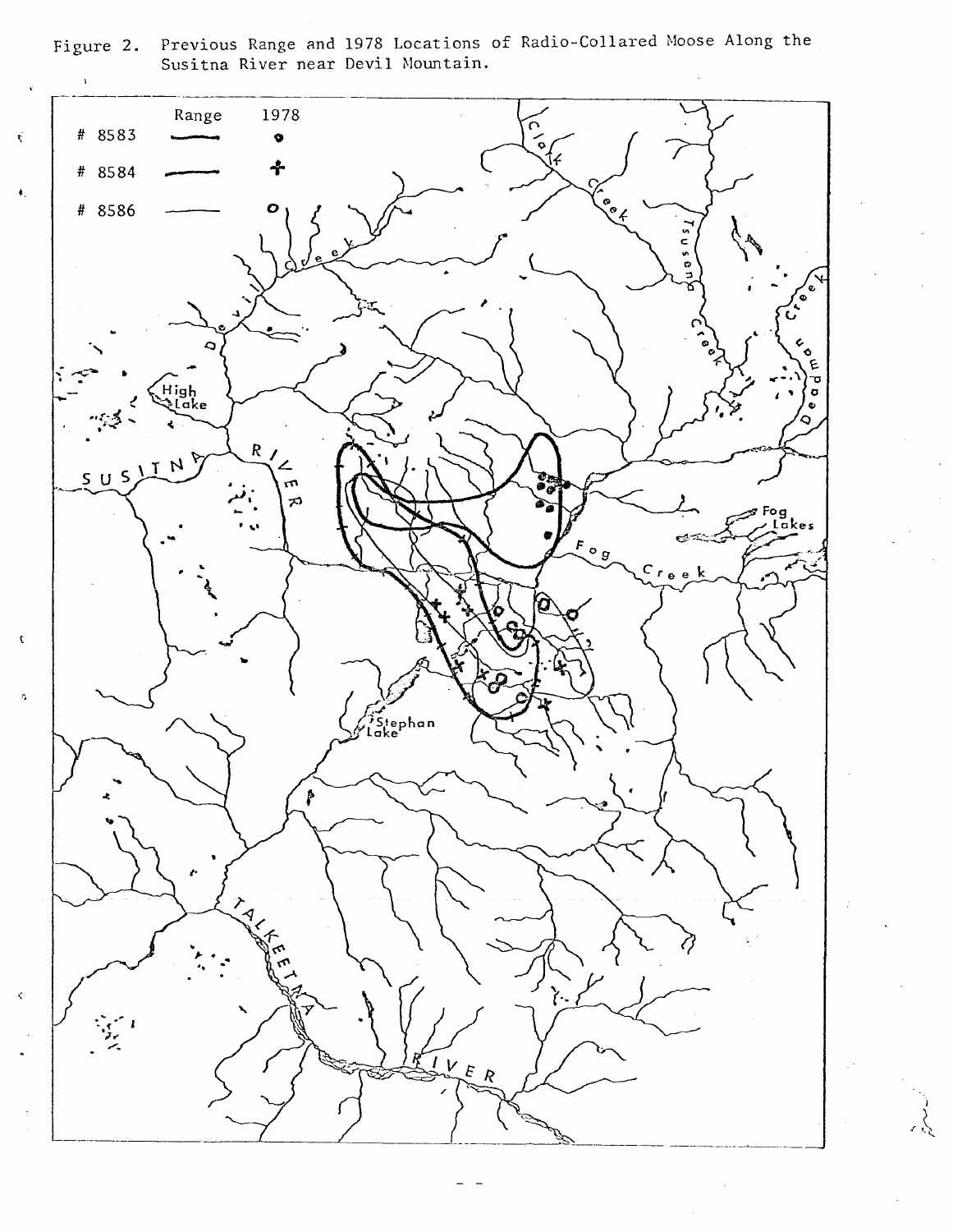Figure 2. Previous Range and 1978 Locations of Radio-Collared Moose Along the Susitna River near Devil Mountain.

Range 1978

# 8583

# 8584

# 8586

Clark Creek

Tsusena Creek

Deadman Creek

Devil Creek

High Lake

SUSITNA RIVER

Fog Lakes

Fog Creek

Stephan Lake

TALKEETNA RIVER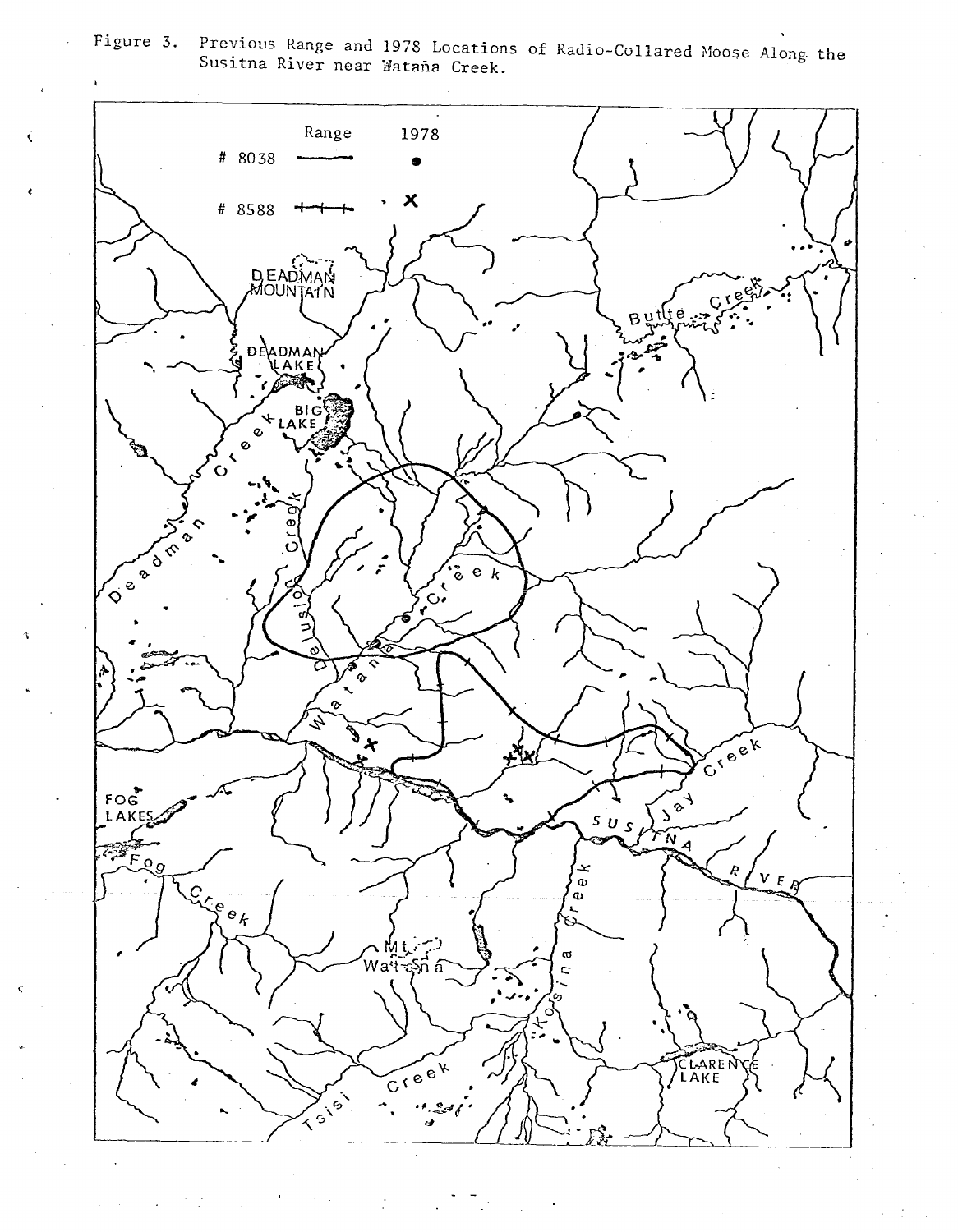Figure 3. Previous Range and 1978 Locations of Radio-Collared Moose Along the Susitna River near Watana Creek.

Range 1978

# 8038

# 8588

DEADMAN MOUNTAIN

DEADMAN LAKE

BIG LAKE

Deadman Creek

Delusion Creek

Watana Creek

Butte Creek

Jay Creek

SUSITNA RIVER

FOG LAKES

Fog Creek

Mt. Watana

Kosina Creek

Tsisi Creek

CLARENCE LAKE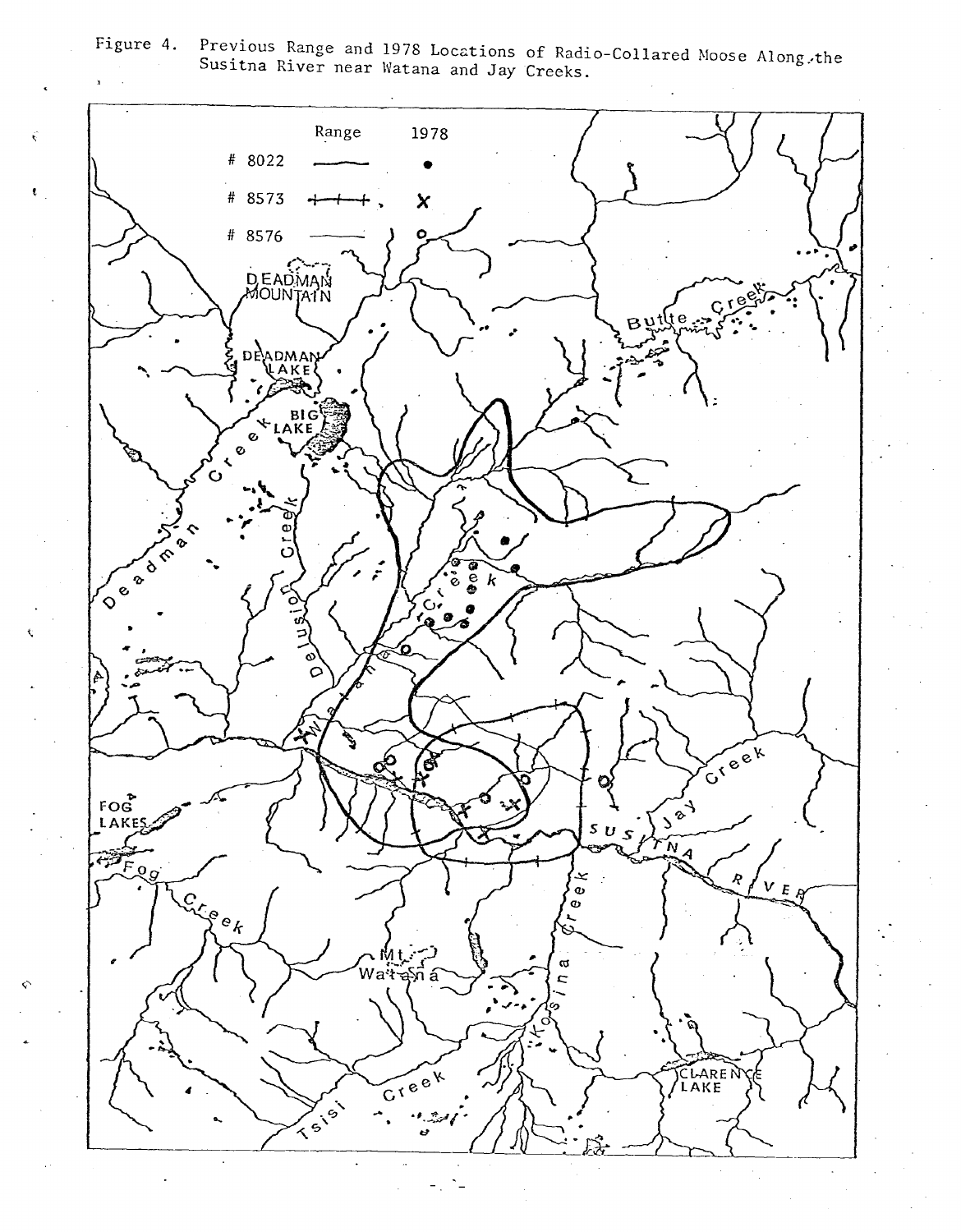Figure 4. Previous Range and 1978 Locations of Radio-Collared Moose Along the Susitna River near Watana and Jay Creeks.

Range 1978

# 8022

# 8573

# 8576

DEADMAN MOUNTAIN

DEADMAN LAKE

BIG LAKE

Deadman Creek

Delusion Creek

Watana Creek

Butte Creek

FOG LAKES

Fog Creek

Jay Creek

SUSITNA RIVER

Mt. Watana

Kosina Creek

Tsisi Creek

CLARENCE LAKE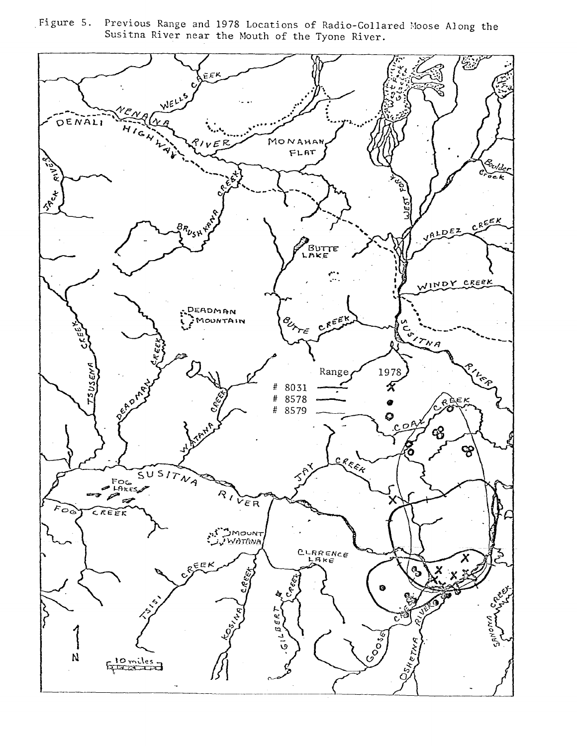Figure 5. Previous Range and 1978 Locations of Radio-Collared Moose Along the Susitna River near the Mouth of the Tyone River.

| | Range | 1978 |
|---|---|---|
| # 8031 | ——— | X |
| # 8578 | ——— | ● |
| # 8579 | ——— | O |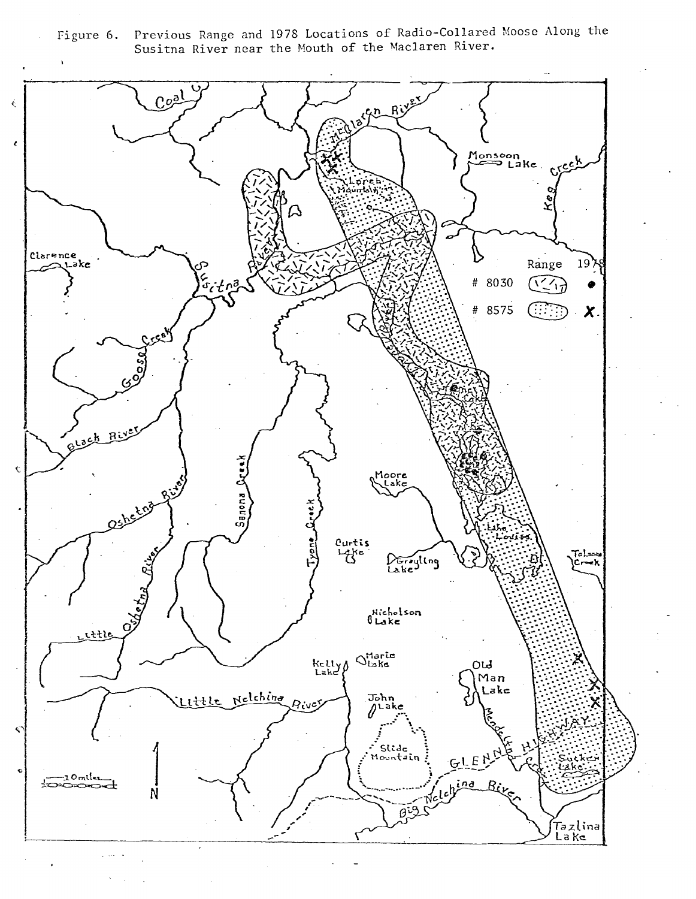Figure 6. Previous Range and 1978 Locations of Radio-Collared Moose Along the Susitna River near the Mouth of the Maclaren River.

Coal C

Maclaren River

Monsoon Lake

Keg Creek

Loren Mountain

Clarence Lake

Susitna River

Range 1978

# 8030

# 8575

Goose Creek

Black River

Oshetna River

Sanona Creek

Tyone Creek

Moore Lake

Lake Louise

Tolsona Creek

Curtis Lake

Grayling Lake

Nicholson Lake

Little Oshetna River

Kelly Lake

Marie Lake

Old Man Lake

Little Nelchina River

John Lake

Mendeltna Cr.

Slide Mountain

GLENN HIGHWAY

Sucker Lake

Big Nelchina River

Tazlina Lake

10 miles

N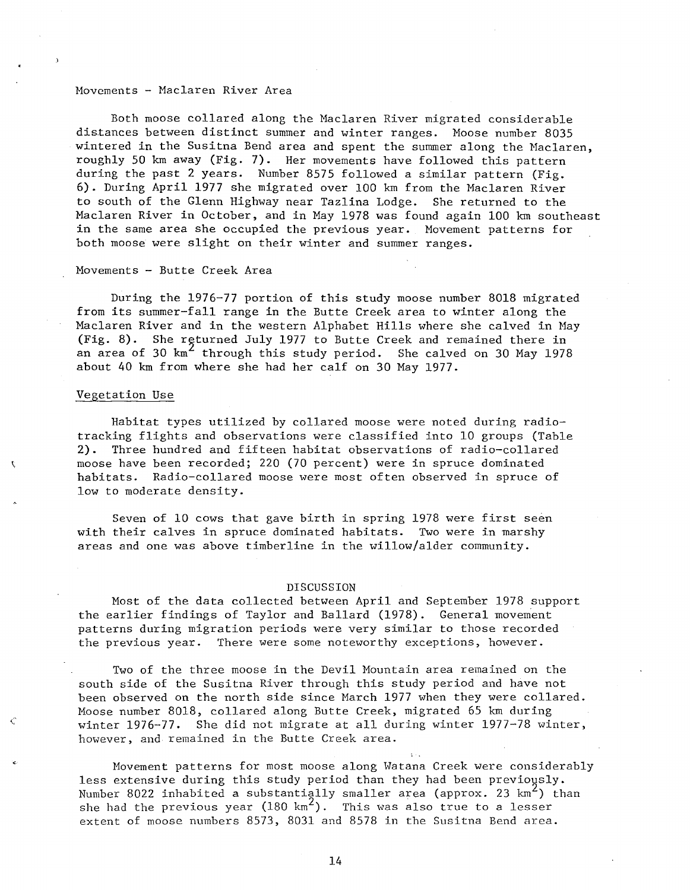Movements - Maclaren River Area

Both moose collared along the Maclaren River migrated considerable distances between distinct summer and winter ranges. Moose number 8035 wintered in the Susitna Bend area and spent the summer along the Maclaren, roughly 50 km away (Fig. 7). Her movements have followed this pattern during the past 2 years. Number 8575 followed a similar pattern (Fig. 6). During April 1977 she migrated over 100 km from the Maclaren River to south of the Glenn Highway near Tazlina Lodge. She returned to the Maclaren River in October, and in May 1978 was found again 100 km southeast in the same area she occupied the previous year. Movement patterns for both moose were slight on their winter and summer ranges.

Movements - Butte Creek Area

During the 1976-77 portion of this study moose number 8018 migrated from its summer-fall range in the Butte Creek area to winter along the Maclaren River and in the western Alphabet Hills where she calved in May (Fig. 8). She returned July 1977 to Butte Creek and remained there in an area of 30 $km^2$ through this study period. She calved on 30 May 1978 about 40 km from where she had her calf on 30 May 1977.

Vegetation Use

Habitat types utilized by collared moose were noted during radio-tracking flights and observations were classified into 10 groups (Table 2). Three hundred and fifteen habitat observations of radio-collared moose have been recorded; 220 (70 percent) were in spruce dominated habitats. Radio-collared moose were most often observed in spruce of low to moderate density.

Seven of 10 cows that gave birth in spring 1978 were first seen with their calves in spruce dominated habitats. Two were in marshy areas and one was above timberline in the willow/alder community.

DISCUSSION

Most of the data collected between April and September 1978 support the earlier findings of Taylor and Ballard (1978). General movement patterns during migration periods were very similar to those recorded the previous year. There were some noteworthy exceptions, however.

Two of the three moose in the Devil Mountain area remained on the south side of the Susitna River through this study period and have not been observed on the north side since March 1977 when they were collared. Moose number 8018, collared along Butte Creek, migrated 65 km during winter 1976-77. She did not migrate at all during winter 1977-78 winter, however, and remained in the Butte Creek area.

Movement patterns for most moose along Watana Creek were considerably less extensive during this study period than they had been previously. Number 8022 inhabited a substantially smaller area (approx. 23 $km^2$) than she had the previous year (180 $km^2$). This was also true to a lesser extent of moose numbers 8573, 8031 and 8578 in the Susitna Bend area.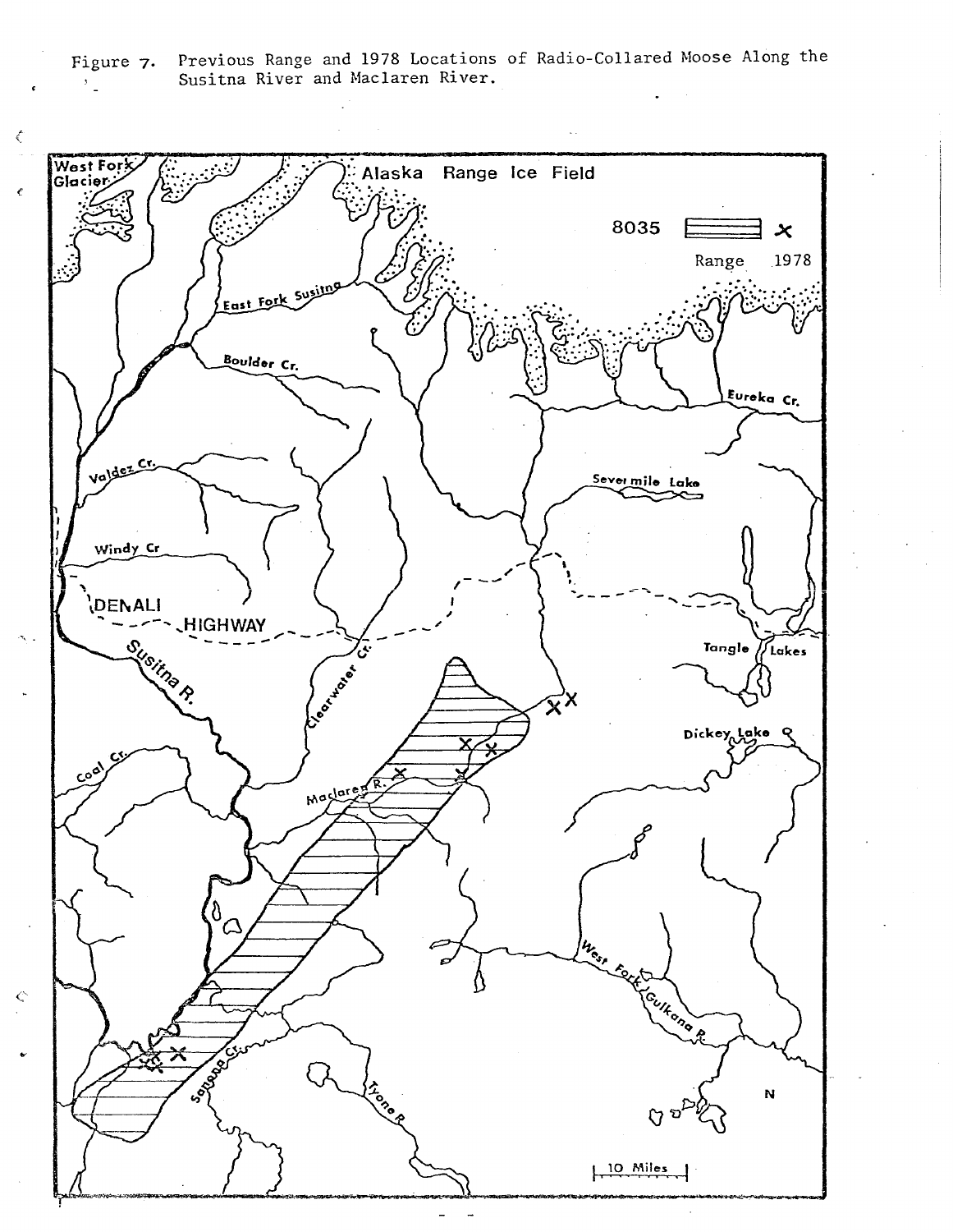Figure 7. Previous Range and 1978 Locations of Radio-Collared Moose Along the Susitna River and Maclaren River.

West Fork Glacier

Alaska Range Ice Field

8035

Range 1978

East Fork Susitna

Boulder Cr.

Eureka Cr.

Valdez Cr.

Sevenmile Lake

Windy Cr

DENALI HIGHWAY

Susitna R.

Clearwater Cr.

Tangle Lakes

Dickey Lake

Coal Cr.

Maclaren R.

West Fork Gulkana R.

Sanona Cr.

Tyone R.

N

10 Miles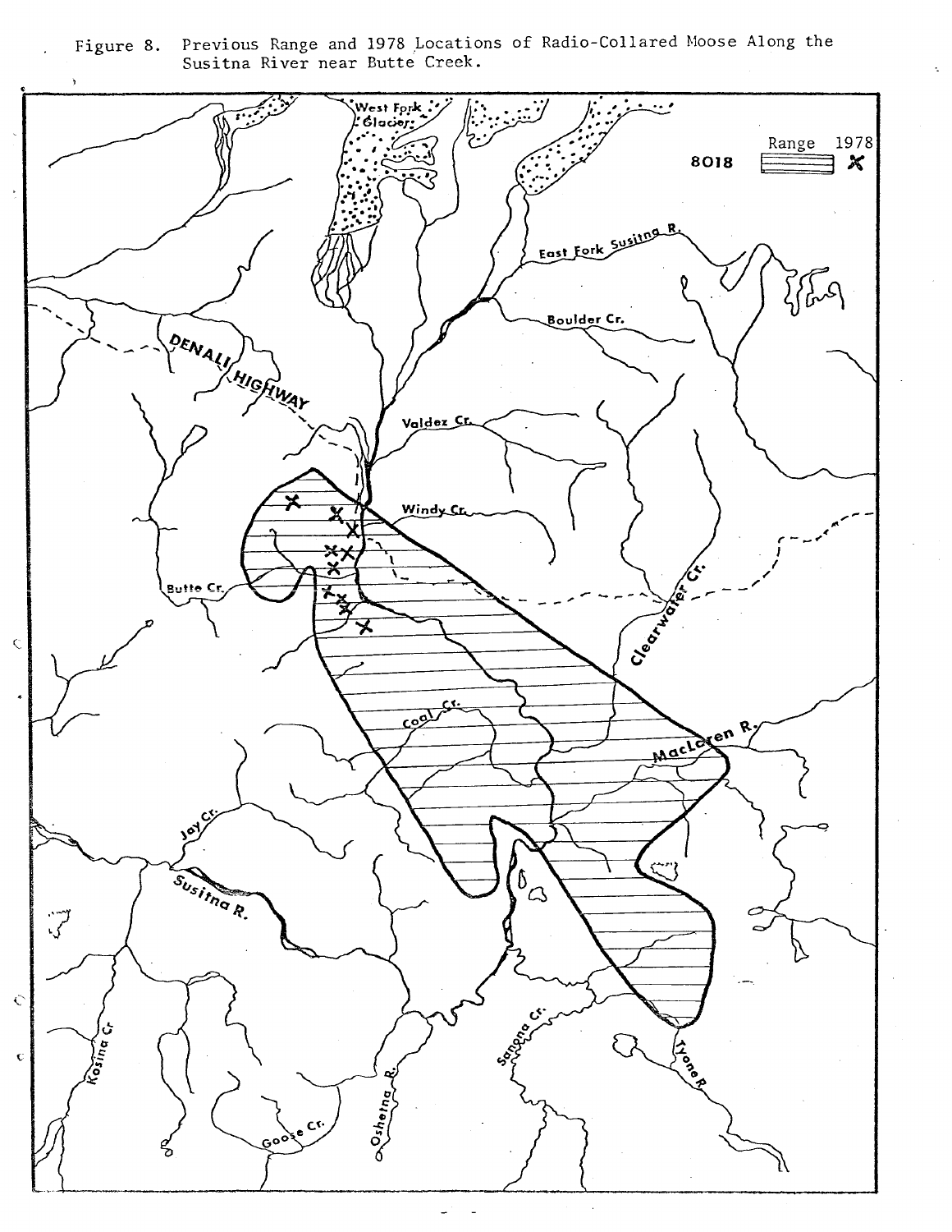Figure 8. Previous Range and 1978 Locations of Radio-Collared Moose Along the Susitna River near Butte Creek.

Range 1978

8018

West Fork Glacier

East Fork Susitna R.

Boulder Cr.

DENALI HIGHWAY

Valdez Cr.

Windy Cr.

Butte Cr.

Clearwater Cr.

Coal Cr.

MacLaren R.

Jay Cr.

Susitna R.

Kosina Cr.

Goose Cr.

Oshetna R.

Sanona Cr.

Tyone R.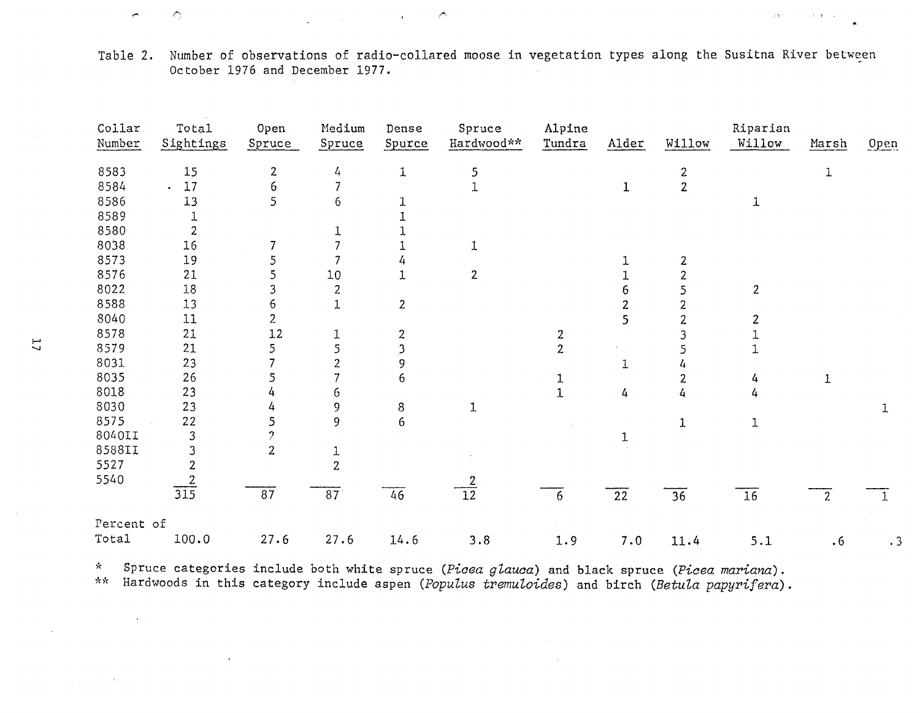Table 2. Number of observations of radio-collared moose in vegetation types along the Susitna River between October 1976 and December 1977.

| Collar Number | Total Sightings | Open Spruce | Medium Spruce | Dense Spurce | Spruce Hardwood** | Alpine Tundra | Alder | Willow | Riparian Willow | Marsh | Open |
|---|---|---|---|---|---|---|---|---|---|---|---|
| 8583 | 15 | 2 | 4 | 1 | 5 | | | 2 | | 1 | |
| 8584 | 17 | 6 | 7 | | 1 | | 1 | 2 | | | |
| 8586 | 13 | 5 | 6 | 1 | | | | | 1 | | |
| 8589 | 1 | | | 1 | | | | | | | |
| 8580 | 2 | | 1 | 1 | | | | | | | |
| 8038 | 16 | 7 | 7 | 1 | 1 | | | | | | |
| 8573 | 19 | 5 | 7 | 4 | | | 1 | 2 | | | |
| 8576 | 21 | 5 | 10 | 1 | 2 | | 1 | 2 | | | |
| 8022 | 18 | 3 | 2 | | | | 6 | 5 | 2 | | |
| 8588 | 13 | 6 | 1 | 2 | | | 2 | 2 | | | |
| 8040 | 11 | 2 | | | | | 5 | 2 | 2 | | |
| 8578 | 21 | 12 | 1 | 2 | | 2 | | 3 | 1 | | |
| 8579 | 21 | 5 | 5 | 3 | | 2 | | 5 | 1 | | |
| 8031 | 23 | 7 | 2 | 9 | | | 1 | 4 | | | |
| 8035 | 26 | 5 | 7 | 6 | | 1 | | 2 | 4 | 1 | |
| 8018 | 23 | 4 | 6 | | | 1 | 4 | 4 | 4 | | |
| 8030 | 23 | 4 | 9 | 8 | 1 | | | | | | 1 |
| 8575 | 22 | 5 | 9 | 6 | | | | 1 | 1 | | |
| 8040II | 3 | ? | | | | | 1 | | | | |
| 8588II | 3 | 2 | 1 | | | | | | | | |
| 5527 | 2 | | 2 | | | | | | | | |
| 5540 | 2 | | | | 2 | | | | | | |
| | 315 | 87 | 87 | 46 | 12 | 6 | 22 | 36 | 16 | 2 | 1 |
| Percent of Total | 100.0 | 27.6 | 27.6 | 14.6 | 3.8 | 1.9 | 7.0 | 11.4 | 5.1 | .6 | .3 |

\* Spruce categories include both white spruce (*Picea glauca*) and black spruce (*Picea mariana*).

\*\* Hardwoods in this category include aspen (*Populus tremuloides*) and birch (*Betula papyrifera*).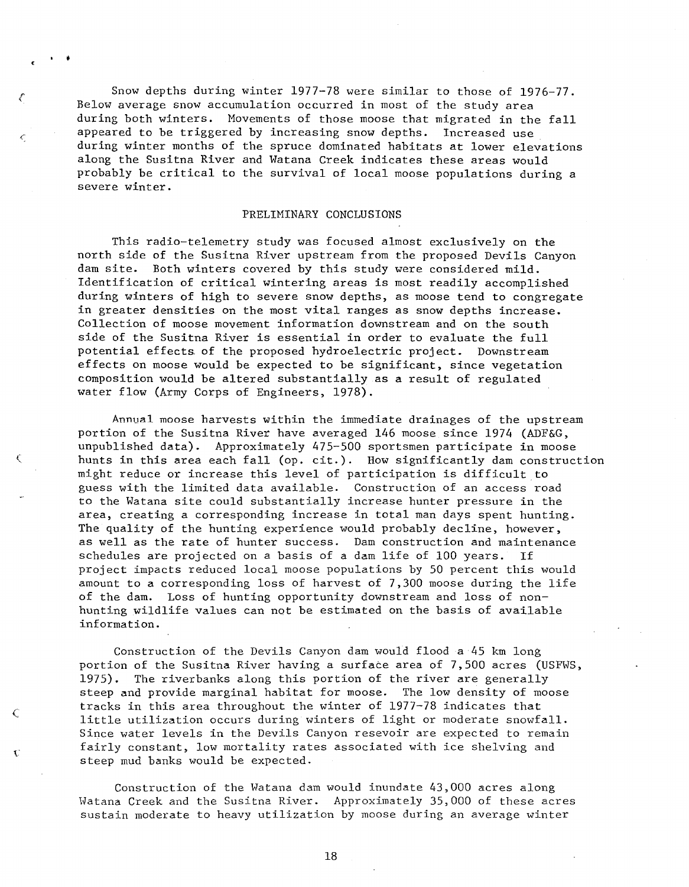Snow depths during winter 1977-78 were similar to those of 1976-77. Below average snow accumulation occurred in most of the study area during both winters. Movements of those moose that migrated in the fall appeared to be triggered by increasing snow depths. Increased use during winter months of the spruce dominated habitats at lower elevations along the Susitna River and Watana Creek indicates these areas would probably be critical to the survival of local moose populations during a severe winter.

## PRELIMINARY CONCLUSIONS

This radio-telemetry study was focused almost exclusively on the north side of the Susitna River upstream from the proposed Devils Canyon dam site. Both winters covered by this study were considered mild. Identification of critical wintering areas is most readily accomplished during winters of high to severe snow depths, as moose tend to congregate in greater densities on the most vital ranges as snow depths increase. Collection of moose movement information downstream and on the south side of the Susitna River is essential in order to evaluate the full potential effects of the proposed hydroelectric project. Downstream effects on moose would be expected to be significant, since vegetation composition would be altered substantially as a result of regulated water flow (Army Corps of Engineers, 1978).

Annual moose harvests within the immediate drainages of the upstream portion of the Susitna River have averaged 146 moose since 1974 (ADF&G, unpublished data). Approximately 475-500 sportsmen participate in moose hunts in this area each fall (op. cit.). How significantly dam construction might reduce or increase this level of participation is difficult to guess with the limited data available. Construction of an access road to the Watana site could substantially increase hunter pressure in the area, creating a corresponding increase in total man days spent hunting. The quality of the hunting experience would probably decline, however, as well as the rate of hunter success. Dam construction and maintenance schedules are projected on a basis of a dam life of 100 years. If project impacts reduced local moose populations by 50 percent this would amount to a corresponding loss of harvest of 7,300 moose during the life of the dam. Loss of hunting opportunity downstream and loss of non-hunting wildlife values can not be estimated on the basis of available information.

Construction of the Devils Canyon dam would flood a 45 km long portion of the Susitna River having a surface area of 7,500 acres (USFWS, 1975). The riverbanks along this portion of the river are generally steep and provide marginal habitat for moose. The low density of moose tracks in this area throughout the winter of 1977-78 indicates that little utilization occurs during winters of light or moderate snowfall. Since water levels in the Devils Canyon resevoir are expected to remain fairly constant, low mortality rates associated with ice shelving and steep mud banks would be expected.

Construction of the Watana dam would inundate 43,000 acres along Watana Creek and the Susitna River. Approximately 35,000 of these acres sustain moderate to heavy utilization by moose during an average winter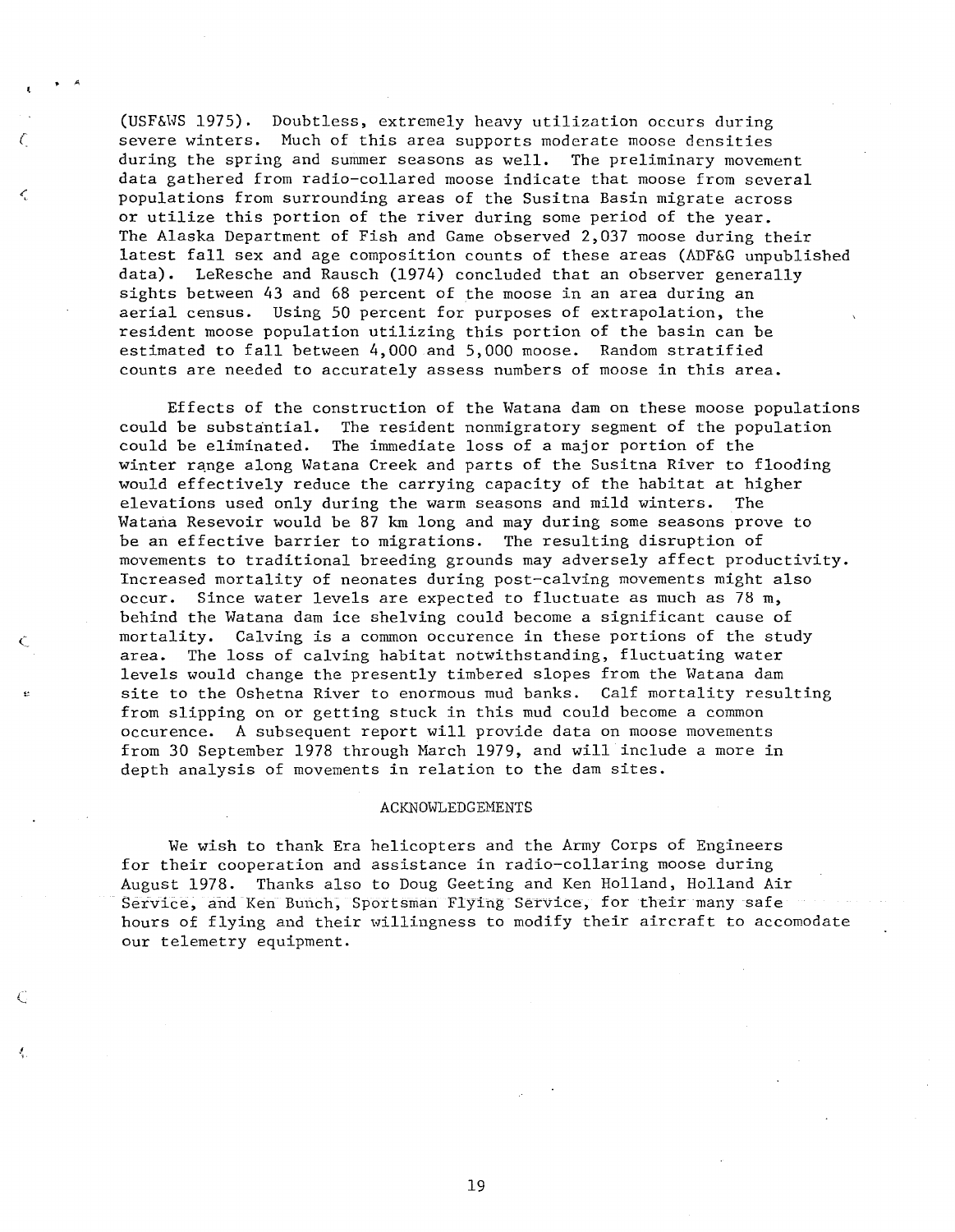(USF&WS 1975). Doubtless, extremely heavy utilization occurs during severe winters. Much of this area supports moderate moose densities during the spring and summer seasons as well. The preliminary movement data gathered from radio-collared moose indicate that moose from several populations from surrounding areas of the Susitna Basin migrate across or utilize this portion of the river during some period of the year. The Alaska Department of Fish and Game observed 2,037 moose during their latest fall sex and age composition counts of these areas (ADF&G unpublished data). LeResche and Rausch (1974) concluded that an observer generally sights between 43 and 68 percent of the moose in an area during an aerial census. Using 50 percent for purposes of extrapolation, the resident moose population utilizing this portion of the basin can be estimated to fall between 4,000 and 5,000 moose. Random stratified counts are needed to accurately assess numbers of moose in this area.

Effects of the construction of the Watana dam on these moose populations could be substantial. The resident nonmigratory segment of the population could be eliminated. The immediate loss of a major portion of the winter range along Watana Creek and parts of the Susitna River to flooding would effectively reduce the carrying capacity of the habitat at higher elevations used only during the warm seasons and mild winters. The Watana Resevoir would be 87 km long and may during some seasons prove to be an effective barrier to migrations. The resulting disruption of movements to traditional breeding grounds may adversely affect productivity. Increased mortality of neonates during post-calving movements might also occur. Since water levels are expected to fluctuate as much as 78 m, behind the Watana dam ice shelving could become a significant cause of mortality. Calving is a common occurence in these portions of the study area. The loss of calving habitat notwithstanding, fluctuating water levels would change the presently timbered slopes from the Watana dam site to the Oshetna River to enormous mud banks. Calf mortality resulting from slipping on or getting stuck in this mud could become a common occurence. A subsequent report will provide data on moose movements from 30 September 1978 through March 1979, and will include a more in depth analysis of movements in relation to the dam sites.

## ACKNOWLEDGEMENTS

We wish to thank Era helicopters and the Army Corps of Engineers for their cooperation and assistance in radio-collaring moose during August 1978. Thanks also to Doug Geeting and Ken Holland, Holland Air Service, and Ken Bunch, Sportsman Flying Service, for their many safe hours of flying and their willingness to modify their aircraft to accomodate our telemetry equipment.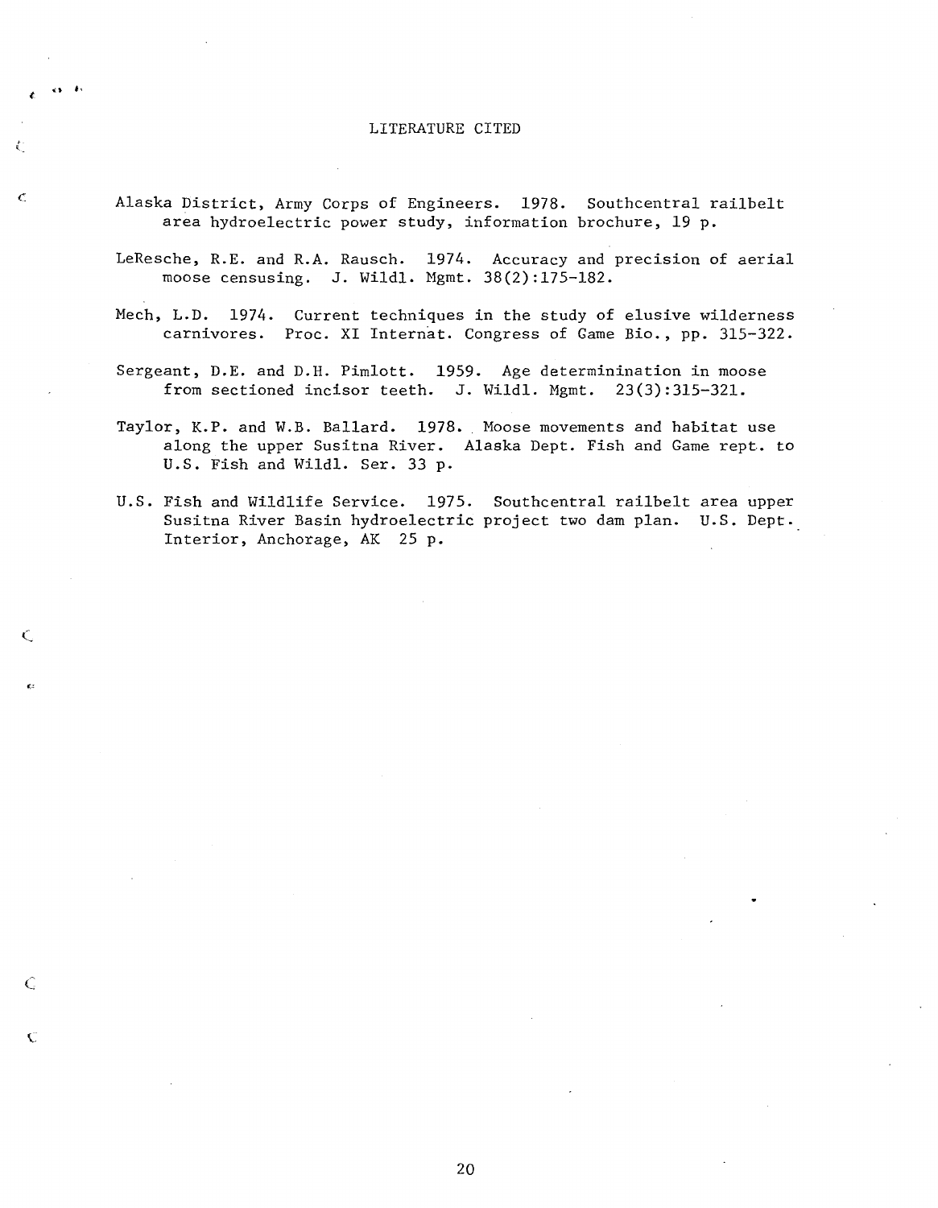# LITERATURE CITED

Alaska District, Army Corps of Engineers. 1978. Southcentral railbelt area hydroelectric power study, information brochure, 19 p.

LeResche, R.E. and R.A. Rausch. 1974. Accuracy and precision of aerial moose censusing. J. Wildl. Mgmt. 38(2):175-182.

Mech, L.D. 1974. Current techniques in the study of elusive wilderness carnivores. Proc. XI Internat. Congress of Game Bio., pp. 315-322.

Sergeant, D.E. and D.H. Pimlott. 1959. Age determinination in moose from sectioned incisor teeth. J. Wildl. Mgmt. 23(3):315-321.

Taylor, K.P. and W.B. Ballard. 1978. Moose movements and habitat use along the upper Susitna River. Alaska Dept. Fish and Game rept. to U.S. Fish and Wildl. Ser. 33 p.

U.S. Fish and Wildlife Service. 1975. Southcentral railbelt area upper Susitna River Basin hydroelectric project two dam plan. U.S. Dept. Interior, Anchorage, AK 25 p.